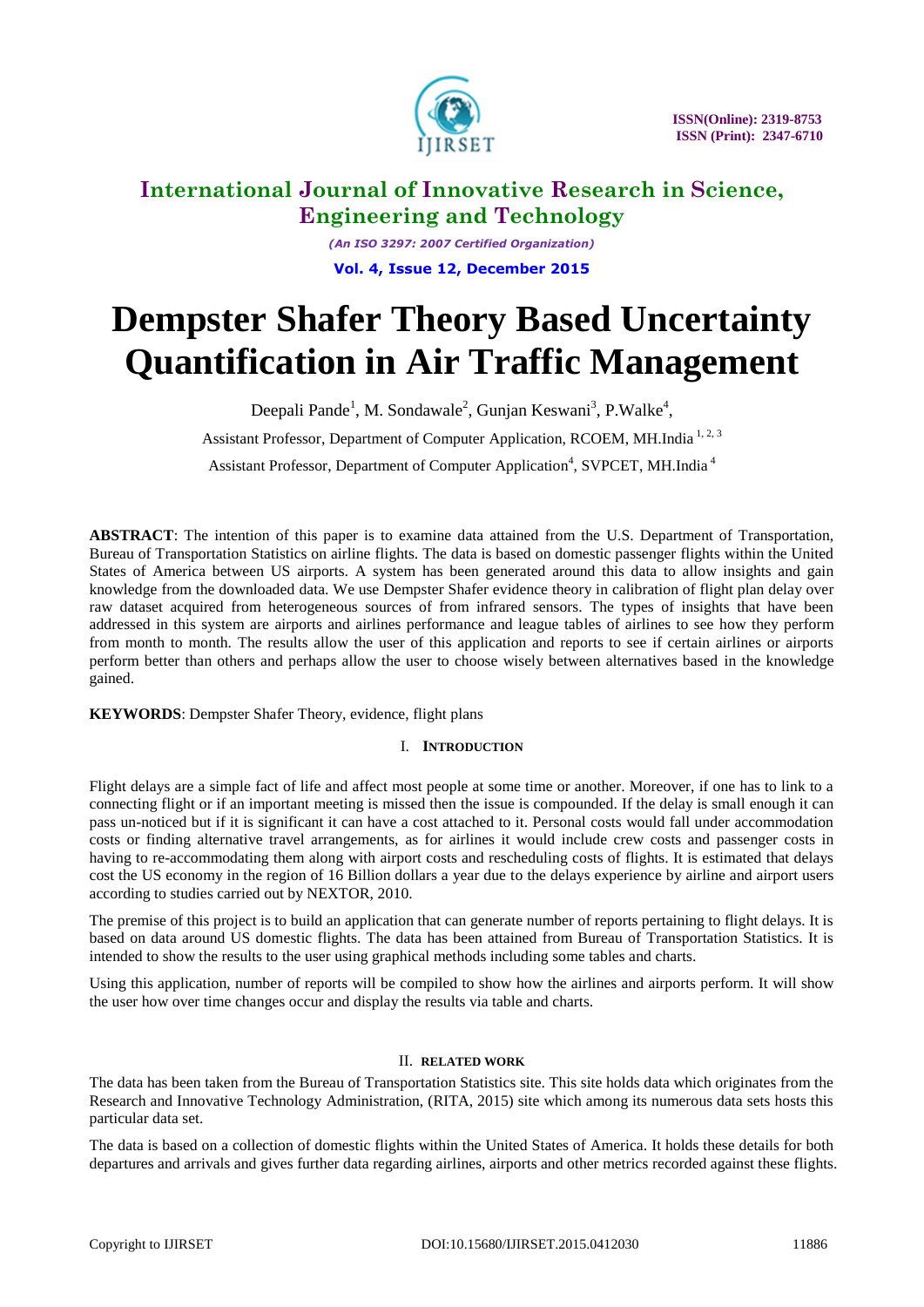# Dempster Shafer Theory Based Uncertainty Quantification in Air Traffic Management

Deepali Pande[1], M. Sondawale[2], Gunjan Keswani[3], P.Walke[4],

Assistant Professor, Department of Computer Application, RCOEM, MH.India [1, 2, 3]

Assistant Professor, Department of Computer Application[4], SVPCET, MH.India [4]

**ABSTRACT**: The intention of this paper is to examine data attained from the U.S. Department of Transportation, Bureau of Transportation Statistics on airline flights. The data is based on domestic passenger flights within the United States of America between US airports. A system has been generated around this data to allow insights and gain knowledge from the downloaded data. We use Dempster Shafer evidence theory in calibration of flight plan delay over raw dataset acquired from heterogeneous sources of from infrared sensors. The types of insights that have been addressed in this system are airports and airlines performance and league tables of airlines to see how they perform from month to month. The results allow the user of this application and reports to see if certain airlines or airports perform better than others and perhaps allow the user to choose wisely between alternatives based in the knowledge gained.

**KEYWORDS**: Dempster Shafer Theory, evidence, flight plans

## I. INTRODUCTION

Flight delays are a simple fact of life and affect most people at some time or another. Moreover, if one has to link to a connecting flight or if an important meeting is missed then the issue is compounded. If the delay is small enough it can pass un-noticed but if it is significant it can have a cost attached to it. Personal costs would fall under accommodation costs or finding alternative travel arrangements, as for airlines it would include crew costs and passenger costs in having to re-accommodating them along with airport costs and rescheduling costs of flights. It is estimated that delays cost the US economy in the region of 16 Billion dollars a year due to the delays experience by airline and airport users according to studies carried out by NEXTOR, 2010.

The premise of this project is to build an application that can generate number of reports pertaining to flight delays. It is based on data around US domestic flights. The data has been attained from Bureau of Transportation Statistics. It is intended to show the results to the user using graphical methods including some tables and charts.

Using this application, number of reports will be compiled to show how the airlines and airports perform. It will show the user how over time changes occur and display the results via table and charts.

## II. RELATED WORK

The data has been taken from the Bureau of Transportation Statistics site. This site holds data which originates from the Research and Innovative Technology Administration, (RITA, 2015) site which among its numerous data sets hosts this particular data set.

The data is based on a collection of domestic flights within the United States of America. It holds these details for both departures and arrivals and gives further data regarding airlines, airports and other metrics recorded against these flights.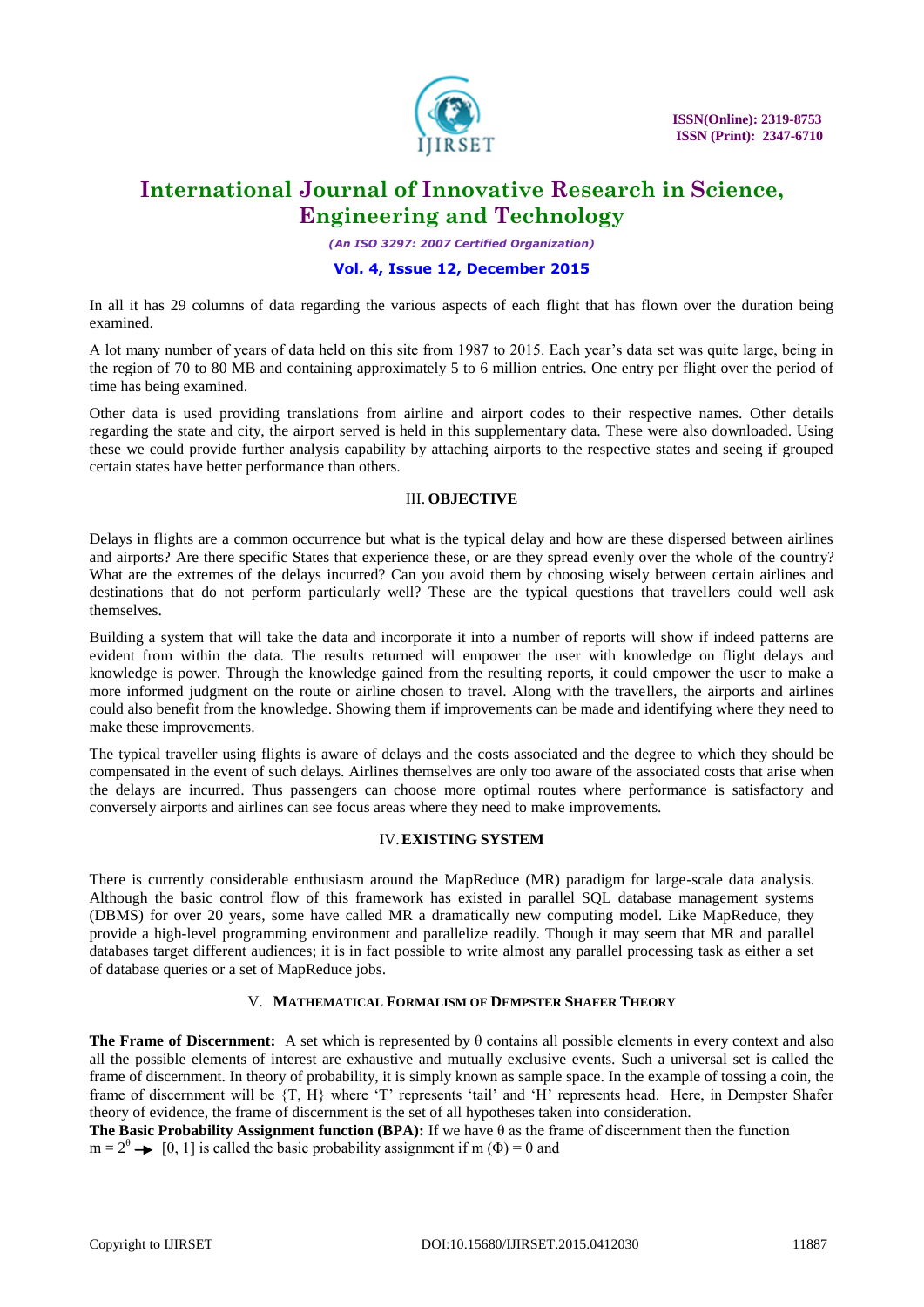In all it has 29 columns of data regarding the various aspects of each flight that has flown over the duration being examined.

A lot many number of years of data held on this site from 1987 to 2015. Each year's data set was quite large, being in the region of 70 to 80 MB and containing approximately 5 to 6 million entries. One entry per flight over the period of time has being examined.

Other data is used providing translations from airline and airport codes to their respective names. Other details regarding the state and city, the airport served is held in this supplementary data. These were also downloaded. Using these we could provide further analysis capability by attaching airports to the respective states and seeing if grouped certain states have better performance than others.

## III. OBJECTIVE

Delays in flights are a common occurrence but what is the typical delay and how are these dispersed between airlines and airports? Are there specific States that experience these, or are they spread evenly over the whole of the country? What are the extremes of the delays incurred? Can you avoid them by choosing wisely between certain airlines and destinations that do not perform particularly well? These are the typical questions that travellers could well ask themselves.

Building a system that will take the data and incorporate it into a number of reports will show if indeed patterns are evident from within the data. The results returned will empower the user with knowledge on flight delays and knowledge is power. Through the knowledge gained from the resulting reports, it could empower the user to make a more informed judgment on the route or airline chosen to travel. Along with the travellers, the airports and airlines could also benefit from the knowledge. Showing them if improvements can be made and identifying where they need to make these improvements.

The typical traveller using flights is aware of delays and the costs associated and the degree to which they should be compensated in the event of such delays. Airlines themselves are only too aware of the associated costs that arise when the delays are incurred. Thus passengers can choose more optimal routes where performance is satisfactory and conversely airports and airlines can see focus areas where they need to make improvements.

## IV. EXISTING SYSTEM

There is currently considerable enthusiasm around the MapReduce (MR) paradigm for large-scale data analysis. Although the basic control flow of this framework has existed in parallel SQL database management systems (DBMS) for over 20 years, some have called MR a dramatically new computing model. Like MapReduce, they provide a high-level programming environment and parallelize readily. Though it may seem that MR and parallel databases target different audiences; it is in fact possible to write almost any parallel processing task as either a set of database queries or a set of MapReduce jobs.

## V. MATHEMATICAL FORMALISM OF DEMPSTER SHAFER THEORY

**The Frame of Discernment:** A set which is represented by θ contains all possible elements in every context and also all the possible elements of interest are exhaustive and mutually exclusive events. Such a universal set is called the frame of discernment. In theory of probability, it is simply known as sample space. In the example of tossing a coin, the frame of discernment will be {T, H} where 'T' represents 'tail' and 'H' represents head. Here, in Dempster Shafer theory of evidence, the frame of discernment is the set of all hypotheses taken into consideration.

**The Basic Probability Assignment function (BPA):** If we have θ as the frame of discernment then the function $m = 2^{\theta} \rightarrow [0, 1]$ is called the basic probability assignment if $m(\Phi) = 0$ and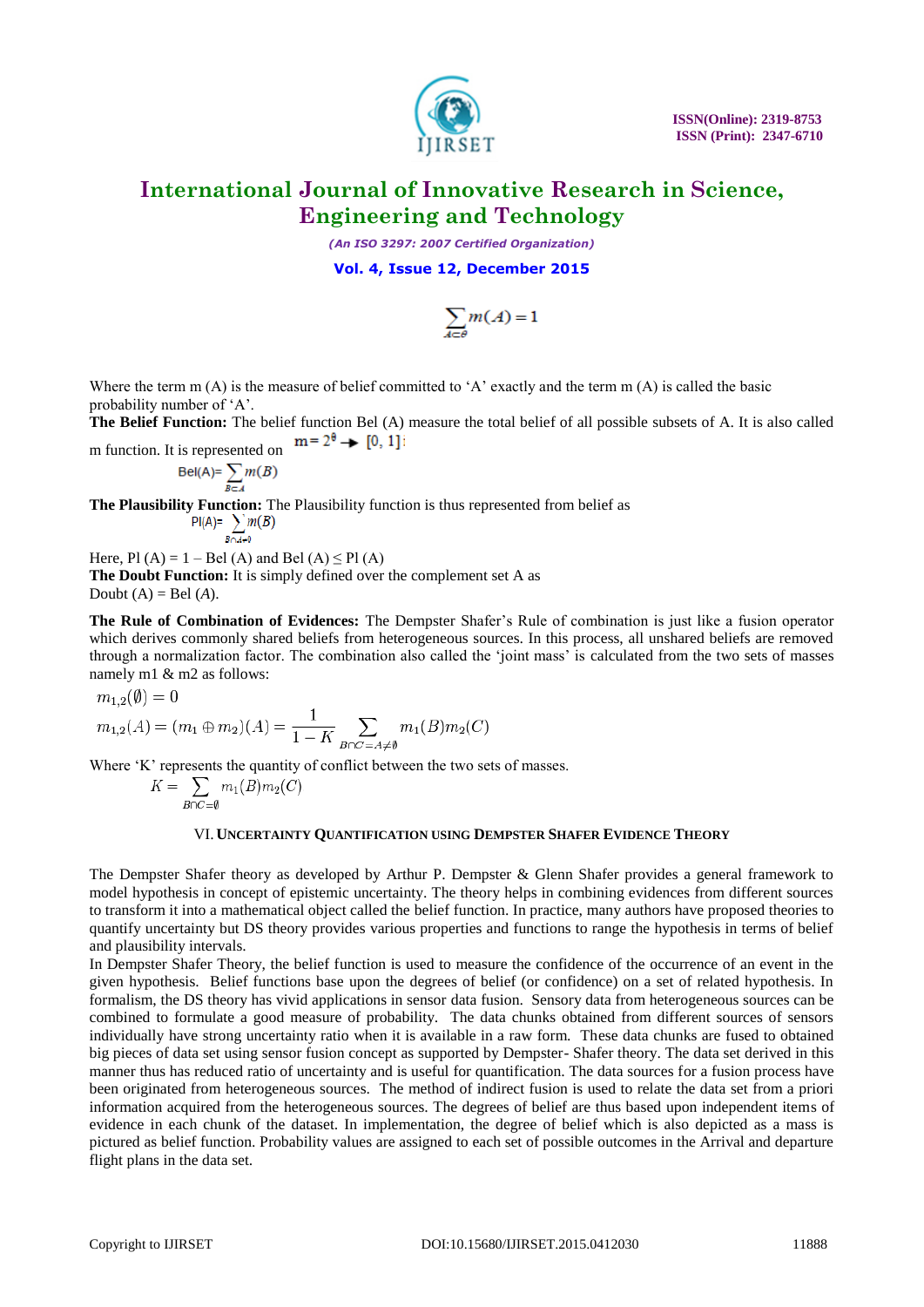$$\sum_{A \subseteq \theta} m(A) = 1$$

Where the term m (A) is the measure of belief committed to 'A' exactly and the term m (A) is called the basic probability number of 'A'.

**The Belief Function:** The belief function Bel (A) measure the total belief of all possible subsets of A. It is also called m function. It is represented on $m = 2^{\theta} \rightarrow [0, 1]$:

$$\text{Bel(A)} = \sum_{B \subseteq A} m(B)$$

**The Plausibility Function:** The Plausibility function is thus represented from belief as

$$\text{Pl(A)} = \sum_{B \cap A \neq \emptyset} m(B)$$

Here, Pl (A) = 1 – Bel (A) and Bel (A) ≤ Pl (A)

**The Doubt Function:** It is simply defined over the complement set A as

Doubt (A) = Bel (A).

**The Rule of Combination of Evidences:** The Dempster Shafer's Rule of combination is just like a fusion operator which derives commonly shared beliefs from heterogeneous sources. In this process, all unshared beliefs are removed through a normalization factor. The combination also called the 'joint mass' is calculated from the two sets of masses namely m1 & m2 as follows:

$$m_{1,2}(\emptyset) = 0$$

$$m_{1,2}(A) = (m_1 \oplus m_2)(A) = \frac{1}{1-K} \sum_{B \cap C = A \neq \emptyset} m_1(B) m_2(C)$$

Where 'K' represents the quantity of conflict between the two sets of masses.

$$K = \sum_{B \cap C = \emptyset} m_1(B) m_2(C)$$

## VI. Uncertainty Quantification using Dempster Shafer Evidence Theory

The Dempster Shafer theory as developed by Arthur P. Dempster & Glenn Shafer provides a general framework to model hypothesis in concept of epistemic uncertainty. The theory helps in combining evidences from different sources to transform it into a mathematical object called the belief function. In practice, many authors have proposed theories to quantify uncertainty but DS theory provides various properties and functions to range the hypothesis in terms of belief and plausibility intervals.

In Dempster Shafer Theory, the belief function is used to measure the confidence of the occurrence of an event in the given hypothesis. Belief functions base upon the degrees of belief (or confidence) on a set of related hypothesis. In formalism, the DS theory has vivid applications in sensor data fusion. Sensory data from heterogeneous sources can be combined to formulate a good measure of probability. The data chunks obtained from different sources of sensors individually have strong uncertainty ratio when it is available in a raw form. These data chunks are fused to obtained big pieces of data set using sensor fusion concept as supported by Dempster- Shafer theory. The data set derived in this manner thus has reduced ratio of uncertainty and is useful for quantification. The data sources for a fusion process have been originated from heterogeneous sources. The method of indirect fusion is used to relate the data set from a priori information acquired from the heterogeneous sources. The degrees of belief are thus based upon independent items of evidence in each chunk of the dataset. In implementation, the degree of belief which is also depicted as a mass is pictured as belief function. Probability values are assigned to each set of possible outcomes in the Arrival and departure flight plans in the data set.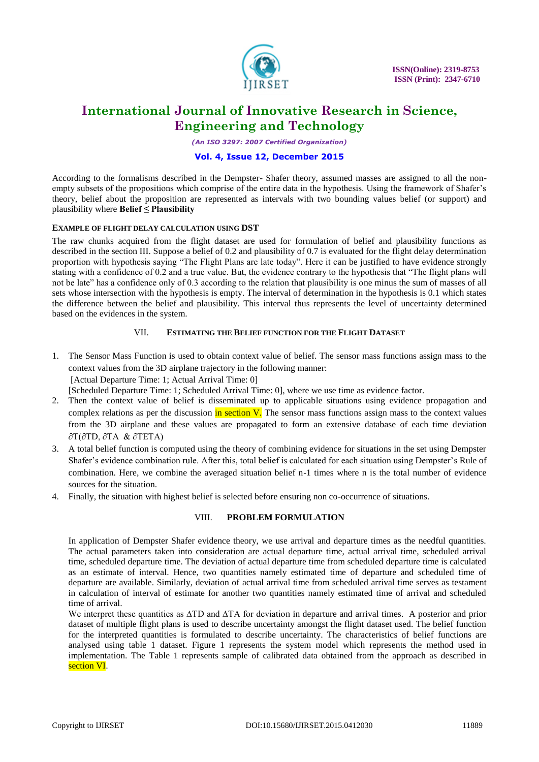According to the formalisms described in the Dempster- Shafer theory, assumed masses are assigned to all the non-empty subsets of the propositions which comprise of the entire data in the hypothesis. Using the framework of Shafer's theory, belief about the proposition are represented as intervals with two bounding values belief (or support) and plausibility where **Belief ≤ Plausibility**

**EXAMPLE OF FLIGHT DELAY CALCULATION USING DST**

The raw chunks acquired from the flight dataset are used for formulation of belief and plausibility functions as described in the section III. Suppose a belief of 0.2 and plausibility of 0.7 is evaluated for the flight delay determination proportion with hypothesis saying "The Flight Plans are late today". Here it can be justified to have evidence strongly stating with a confidence of 0.2 and a true value. But, the evidence contrary to the hypothesis that "The flight plans will not be late" has a confidence only of 0.3 according to the relation that plausibility is one minus the sum of masses of all sets whose intersection with the hypothesis is empty. The interval of determination in the hypothesis is 0.1 which states the difference between the belief and plausibility. This interval thus represents the level of uncertainty determined based on the evidences in the system.

## VII. ESTIMATING THE BELIEF FUNCTION FOR THE FLIGHT DATASET

1. The Sensor Mass Function is used to obtain context value of belief. The sensor mass functions assign mass to the context values from the 3D airplane trajectory in the following manner:
   [Actual Departure Time: 1; Actual Arrival Time: 0]
   [Scheduled Departure Time: 1; Scheduled Arrival Time: 0], where we use time as evidence factor.
2. Then the context value of belief is disseminated up to applicable situations using evidence propagation and complex relations as per the discussion in section V. The sensor mass functions assign mass to the context values from the 3D airplane and these values are propagated to form an extensive database of each time deviation $\partial T(\partial TD, \partial TA \;\&\; \partial TETA)$
3. A total belief function is computed using the theory of combining evidence for situations in the set using Dempster Shafer's evidence combination rule. After this, total belief is calculated for each situation using Dempster's Rule of combination. Here, we combine the averaged situation belief n-1 times where n is the total number of evidence sources for the situation.
4. Finally, the situation with highest belief is selected before ensuring non co-occurrence of situations.

## VIII. PROBLEM FORMULATION

In application of Dempster Shafer evidence theory, we use arrival and departure times as the needful quantities. The actual parameters taken into consideration are actual departure time, actual arrival time, scheduled arrival time, scheduled departure time. The deviation of actual departure time from scheduled departure time is calculated as an estimate of interval. Hence, two quantities namely estimated time of departure and scheduled time of departure are available. Similarly, deviation of actual arrival time from scheduled arrival time serves as testament in calculation of interval of estimate for another two quantities namely estimated time of arrival and scheduled time of arrival.

We interpret these quantities as $\Delta TD$ and $\Delta TA$ for deviation in departure and arrival times. A posterior and prior dataset of multiple flight plans is used to describe uncertainty amongst the flight dataset used. The belief function for the interpreted quantities is formulated to describe uncertainty. The characteristics of belief functions are analysed using table 1 dataset. Figure 1 represents the system model which represents the method used in implementation. The Table 1 represents sample of calibrated data obtained from the approach as described in section VI.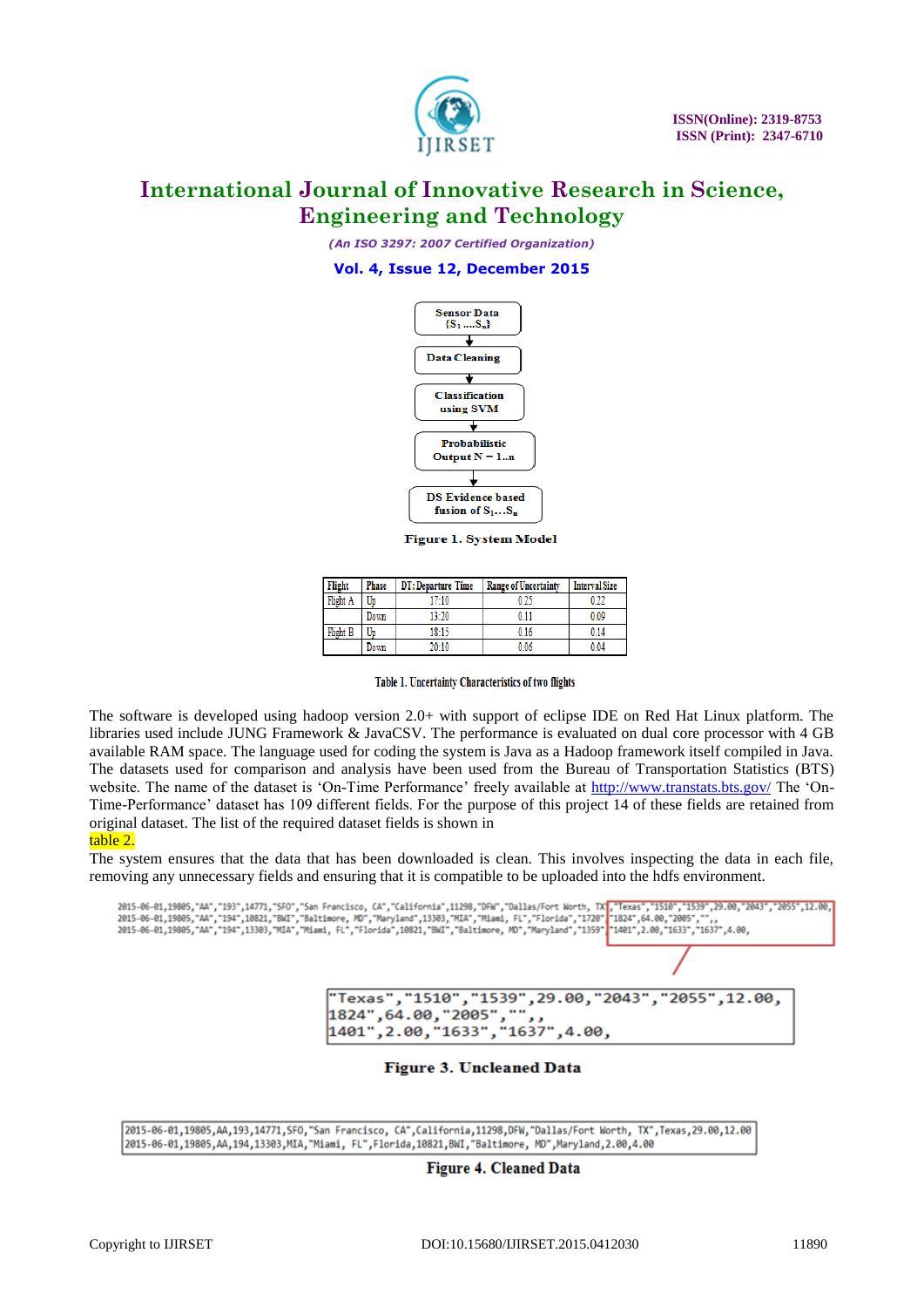Sensor Data $\{S_1 \ldots S_n\}$

Data Cleaning

Classification using SVM

Probabilistic Output N − 1..n

DS Evidence based fusion of $S_1 \ldots S_n$

**Figure 1. System Model**

| Flight | Phase | DT: Departure Time | Range of Uncertainty | Interval Size |
|---|---|---|---|---|
| Flight A | Up | 17:10 | 0.25 | 0.22 |
| | Down | 13:20 | 0.11 | 0.09 |
| Flight B | Up | 18:15 | 0.16 | 0.14 |
| | Down | 20:10 | 0.06 | 0.04 |

Table 1. Uncertainty Characteristics of two flights

The software is developed using hadoop version 2.0+ with support of eclipse IDE on Red Hat Linux platform. The libraries used include JUNG Framework & JavaCSV. The performance is evaluated on dual core processor with 4 GB available RAM space. The language used for coding the system is Java as a Hadoop framework itself compiled in Java. The datasets used for comparison and analysis have been used from the Bureau of Transportation Statistics (BTS) website. The name of the dataset is 'On-Time Performance' freely available at http://www.transtats.bts.gov/ The 'On-Time-Performance' dataset has 109 different fields. For the purpose of this project 14 of these fields are retained from original dataset. The list of the required dataset fields is shown in table 2.

The system ensures that the data that has been downloaded is clean. This involves inspecting the data in each file, removing any unnecessary fields and ensuring that it is compatible to be uploaded into the hdfs environment.

```
2015-06-01,19805,"AA","193",14771,"SFO","San Francisco, CA","California",11298,"DFW","Dallas/Fort Worth, TX","Texas","1510","1539",29.00,"2043","2055",12.00,
2015-06-01,19805,"AA","194",10821,"BWI","Baltimore, MD","Maryland",13303,"MIA","Miami, FL","Florida","1720","1824",64.00,"2005","",,
2015-06-01,19805,"AA","194",13303,"MIA","Miami, FL","Florida",10821,"BWI","Baltimore, MD","Maryland","1359","1401",2.00,"1633","1637",4.00,
```

```
"Texas","1510","1539",29.00,"2043","2055",12.00,
1824",64.00,"2005","",,
1401",2.00,"1633","1637",4.00,
```

**Figure 3. Uncleaned Data**

```
2015-06-01,19805,AA,193,14771,SFO,"San Francisco, CA",California,11298,DFW,"Dallas/Fort Worth, TX",Texas,29.00,12.00
2015-06-01,19805,AA,194,13303,MIA,"Miami, FL",Florida,10821,BWI,"Baltimore, MD",Maryland,2.00,4.00
```

**Figure 4. Cleaned Data**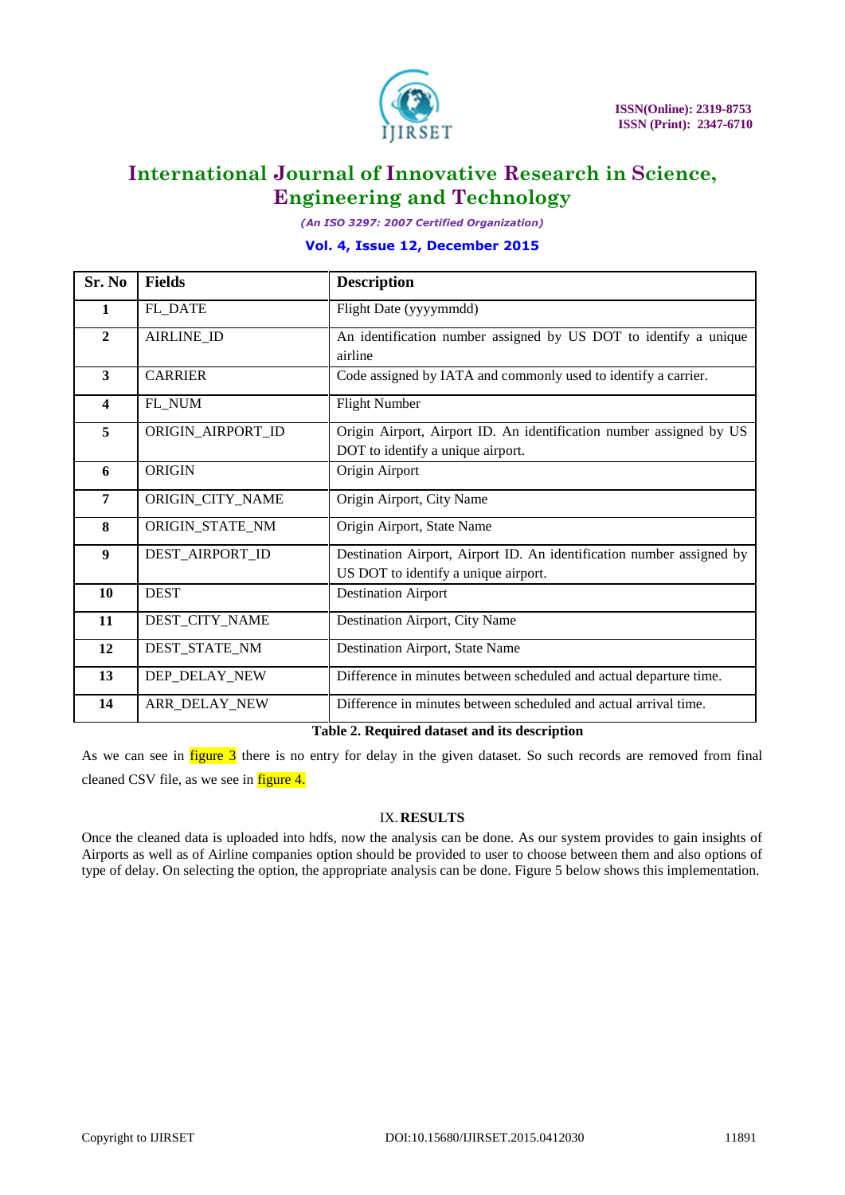| Sr. No | Fields | Description |
|---|---|---|
| 1 | FL_DATE | Flight Date (yyyymmdd) |
| 2 | AIRLINE_ID | An identification number assigned by US DOT to identify a unique airline |
| 3 | CARRIER | Code assigned by IATA and commonly used to identify a carrier. |
| 4 | FL_NUM | Flight Number |
| 5 | ORIGIN_AIRPORT_ID | Origin Airport, Airport ID. An identification number assigned by US DOT to identify a unique airport. |
| 6 | ORIGIN | Origin Airport |
| 7 | ORIGIN_CITY_NAME | Origin Airport, City Name |
| 8 | ORIGIN_STATE_NM | Origin Airport, State Name |
| 9 | DEST_AIRPORT_ID | Destination Airport, Airport ID. An identification number assigned by US DOT to identify a unique airport. |
| 10 | DEST | Destination Airport |
| 11 | DEST_CITY_NAME | Destination Airport, City Name |
| 12 | DEST_STATE_NM | Destination Airport, State Name |
| 13 | DEP_DELAY_NEW | Difference in minutes between scheduled and actual departure time. |
| 14 | ARR_DELAY_NEW | Difference in minutes between scheduled and actual arrival time. |

**Table 2. Required dataset and its description**

As we can see in figure 3 there is no entry for delay in the given dataset. So such records are removed from final cleaned CSV file, as we see in figure 4.

## IX. RESULTS

Once the cleaned data is uploaded into hdfs, now the analysis can be done. As our system provides to gain insights of Airports as well as of Airline companies option should be provided to user to choose between them and also options of type of delay. On selecting the option, the appropriate analysis can be done. Figure 5 below shows this implementation.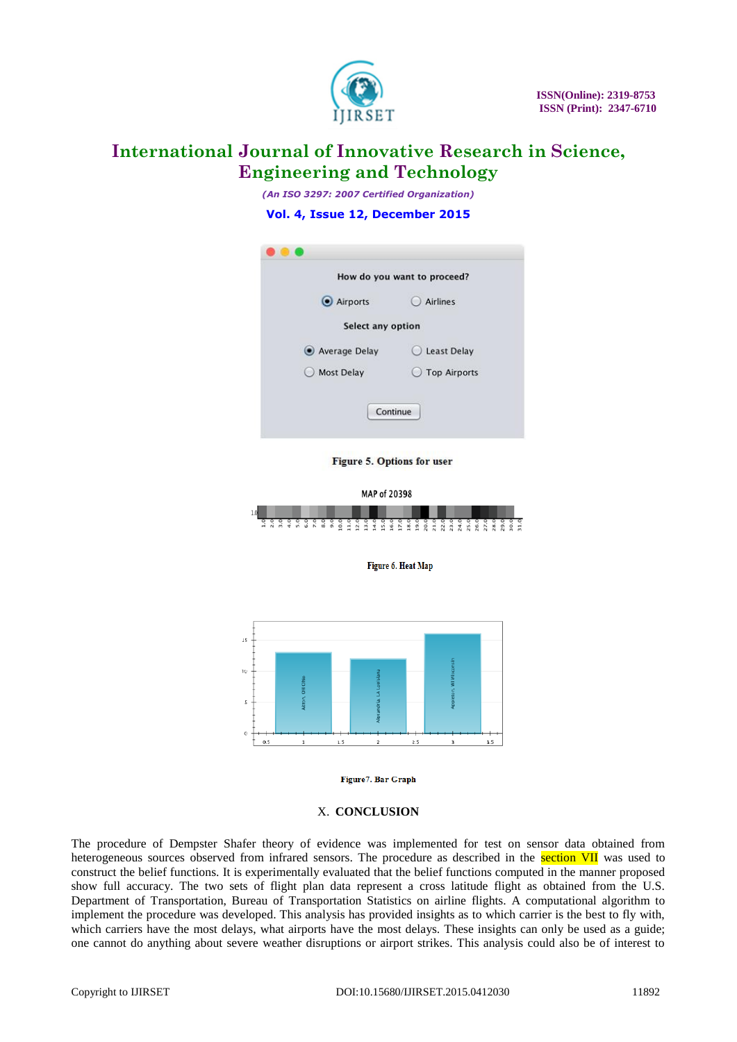Figure 5. Options for user

Figure 6. Heat Map

Figure7. Bar Graph

## X. CONCLUSION

The procedure of Dempster Shafer theory of evidence was implemented for test on sensor data obtained from heterogeneous sources observed from infrared sensors. The procedure as described in the section VII was used to construct the belief functions. It is experimentally evaluated that the belief functions computed in the manner proposed show full accuracy. The two sets of flight plan data represent a cross latitude flight as obtained from the U.S. Department of Transportation, Bureau of Transportation Statistics on airline flights. A computational algorithm to implement the procedure was developed. This analysis has provided insights as to which carrier is the best to fly with, which carriers have the most delays, what airports have the most delays. These insights can only be used as a guide; one cannot do anything about severe weather disruptions or airport strikes. This analysis could also be of interest to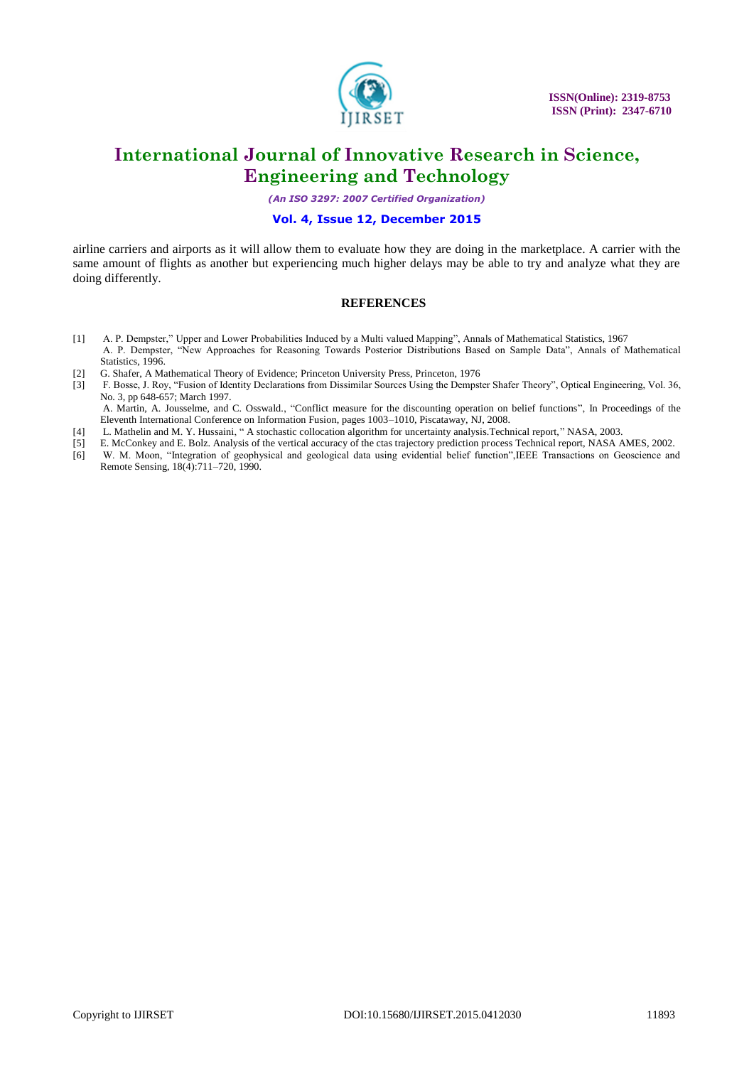airline carriers and airports as it will allow them to evaluate how they are doing in the marketplace. A carrier with the same amount of flights as another but experiencing much higher delays may be able to try and analyze what they are doing differently.

## REFERENCES

[1] A. P. Dempster," Upper and Lower Probabilities Induced by a Multi valued Mapping", Annals of Mathematical Statistics, 1967
A. P. Dempster, "New Approaches for Reasoning Towards Posterior Distributions Based on Sample Data", Annals of Mathematical Statistics, 1996.

[2] G. Shafer, A Mathematical Theory of Evidence; Princeton University Press, Princeton, 1976

[3] F. Bosse, J. Roy, "Fusion of Identity Declarations from Dissimilar Sources Using the Dempster Shafer Theory", Optical Engineering, Vol. 36, No. 3, pp 648-657; March 1997.
A. Martin, A. Jousselme, and C. Osswald., "Conflict measure for the discounting operation on belief functions", In Proceedings of the Eleventh International Conference on Information Fusion, pages 1003–1010, Piscataway, NJ, 2008.

[4] L. Mathelin and M. Y. Hussaini, " A stochastic collocation algorithm for uncertainty analysis.Technical report," NASA, 2003.

[5] E. McConkey and E. Bolz. Analysis of the vertical accuracy of the ctas trajectory prediction process Technical report, NASA AMES, 2002.

[6] W. M. Moon, "Integration of geophysical and geological data using evidential belief function",IEEE Transactions on Geoscience and Remote Sensing, 18(4):711–720, 1990.